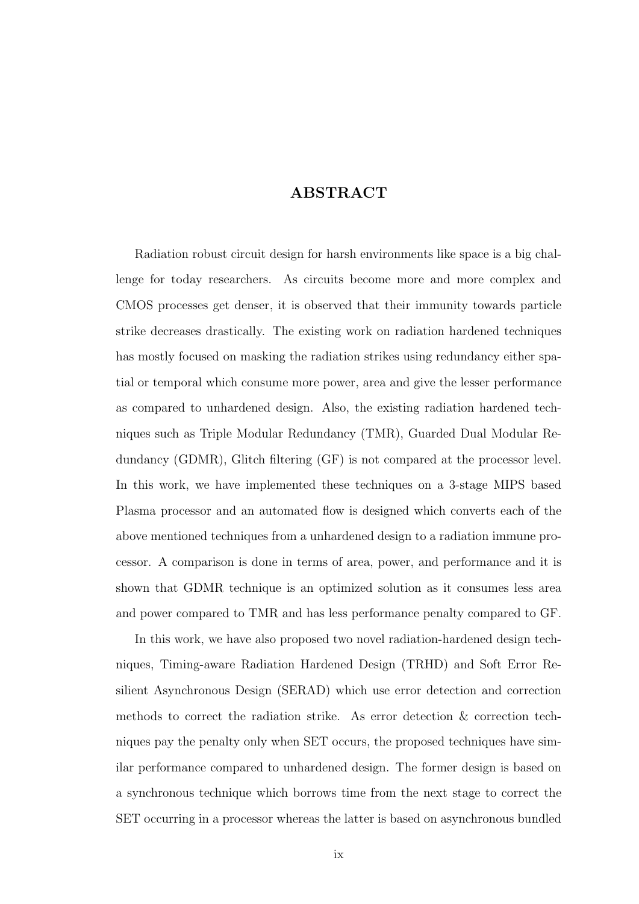# ABSTRACT

Radiation robust circuit design for harsh environments like space is a big challenge for today researchers. As circuits become more and more complex and CMOS processes get denser, it is observed that their immunity towards particle strike decreases drastically. The existing work on radiation hardened techniques has mostly focused on masking the radiation strikes using redundancy either spatial or temporal which consume more power, area and give the lesser performance as compared to unhardened design. Also, the existing radiation hardened techniques such as Triple Modular Redundancy (TMR), Guarded Dual Modular Redundancy (GDMR), Glitch filtering (GF) is not compared at the processor level. In this work, we have implemented these techniques on a 3-stage MIPS based Plasma processor and an automated flow is designed which converts each of the above mentioned techniques from a unhardened design to a radiation immune processor. A comparison is done in terms of area, power, and performance and it is shown that GDMR technique is an optimized solution as it consumes less area and power compared to TMR and has less performance penalty compared to GF.

In this work, we have also proposed two novel radiation-hardened design techniques, Timing-aware Radiation Hardened Design (TRHD) and Soft Error Resilient Asynchronous Design (SERAD) which use error detection and correction methods to correct the radiation strike. As error detection & correction techniques pay the penalty only when SET occurs, the proposed techniques have similar performance compared to unhardened design. The former design is based on a synchronous technique which borrows time from the next stage to correct the SET occurring in a processor whereas the latter is based on asynchronous bundled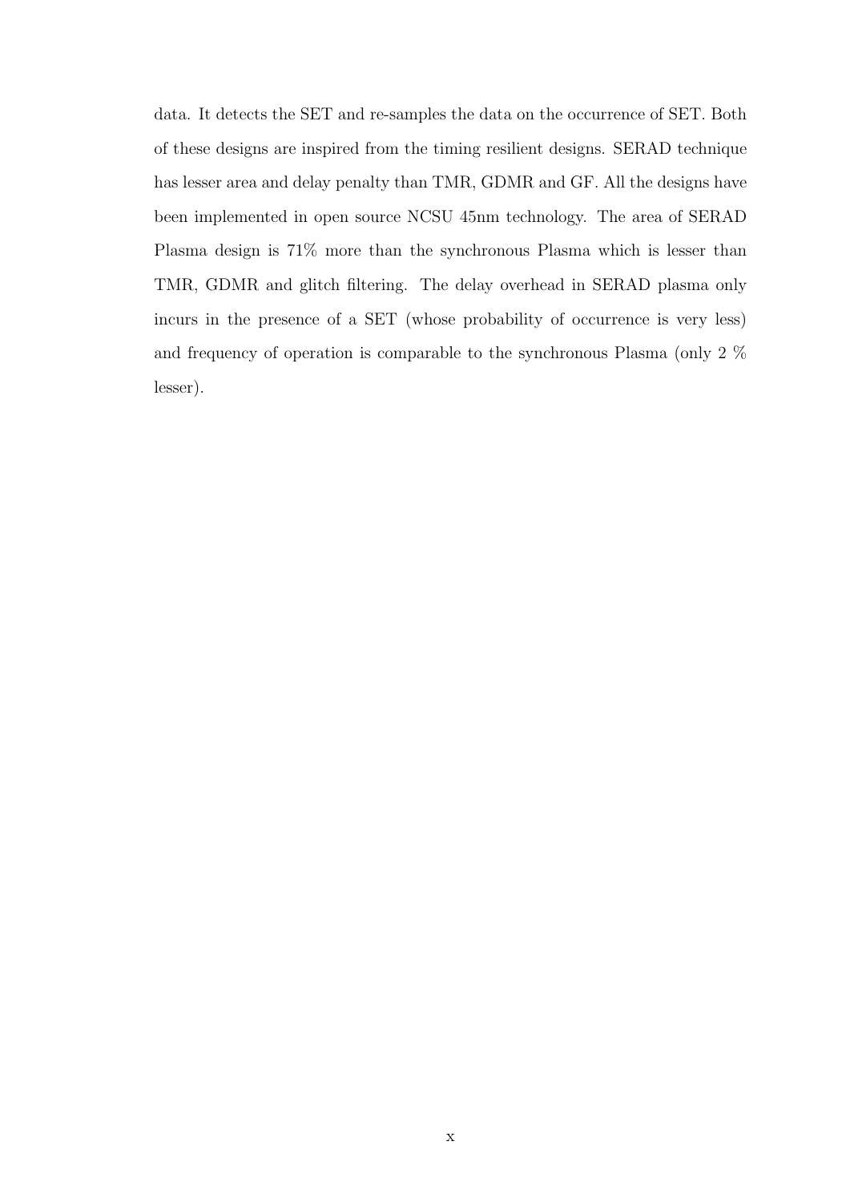data. It detects the SET and re-samples the data on the occurrence of SET. Both of these designs are inspired from the timing resilient designs. SERAD technique has lesser area and delay penalty than TMR, GDMR and GF. All the designs have been implemented in open source NCSU 45nm technology. The area of SERAD Plasma design is 71% more than the synchronous Plasma which is lesser than TMR, GDMR and glitch filtering. The delay overhead in SERAD plasma only incurs in the presence of a SET (whose probability of occurrence is very less) and frequency of operation is comparable to the synchronous Plasma (only 2 % lesser).